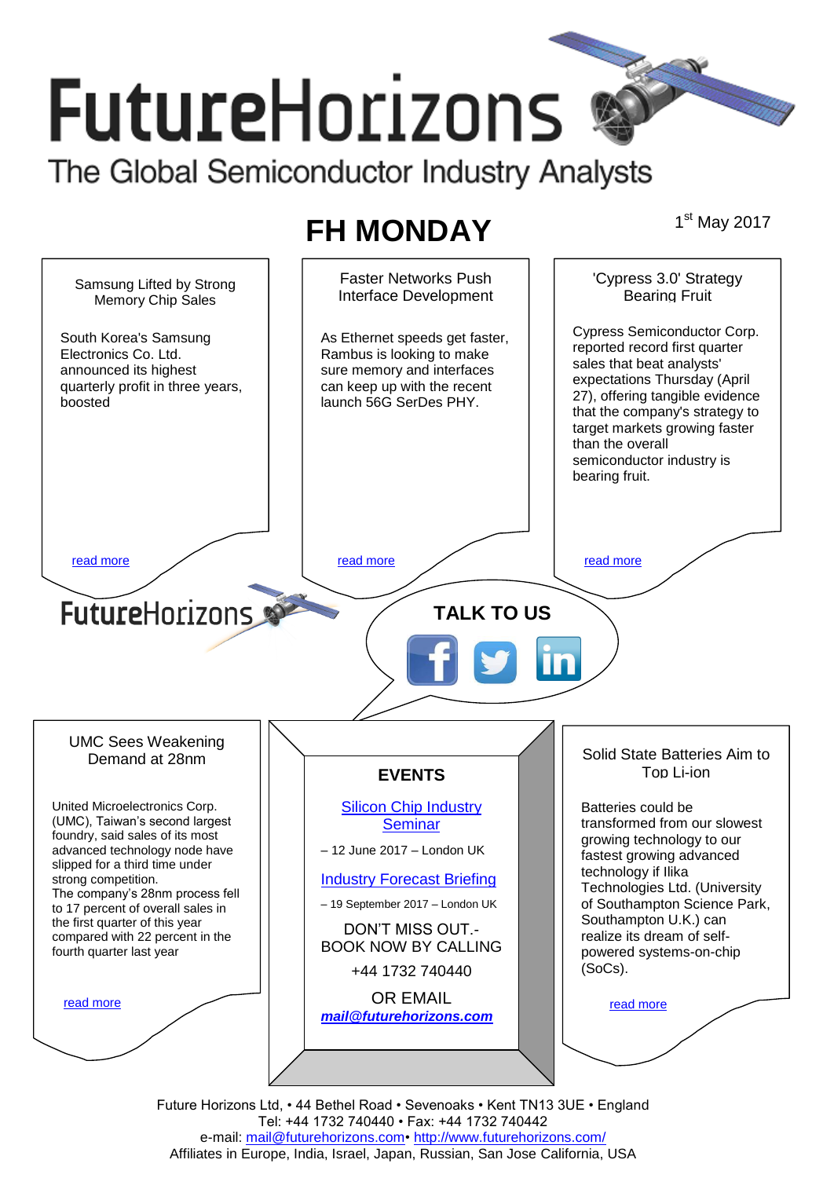# FutureHorizons

The Global Semiconductor Industry Analysts

## FH MONDAY

1st May 2017

### Samsung Lifted by Strong Memory Chip Sales

South Korea's Samsung Electronics Co. Ltd. announced its highest quarterly profit in three years, boosted

read more

### Faster Networks Push Interface Development

As Ethernet speeds get faster, Rambus is looking to make sure memory and interfaces can keep up with the recent launch 56G SerDes PHY.

read more

### 'Cypress 3.0' Strategy Bearing Fruit

Cypress Semiconductor Corp. reported record first quarter sales that beat analysts' expectations Thursday (April 27), offering tangible evidence that the company's strategy to target markets growing faster than the overall semiconductor industry is bearing fruit.

read more

FutureHorizons

**TALK TO US**

### UMC Sees Weakening Demand at 28nm

United Microelectronics Corp. (UMC), Taiwan's second largest foundry, said sales of its most advanced technology node have slipped for a third time under strong competition.
The company's 28nm process fell to 17 percent of overall sales in the first quarter of this year compared with 22 percent in the fourth quarter last year

read more

### EVENTS

Silicon Chip Industry Seminar

– 12 June 2017 – London UK

Industry Forecast Briefing

– 19 September 2017 – London UK

DON'T MISS OUT.-
BOOK NOW BY CALLING

+44 1732 740440

OR EMAIL

***mail@futurehorizons.com***

### Solid State Batteries Aim to Top Li-ion

Batteries could be transformed from our slowest growing technology to our fastest growing advanced technology if Ilika Technologies Ltd. (University of Southampton Science Park, Southampton U.K.) can realize its dream of self-powered systems-on-chip (SoCs).

read more

Future Horizons Ltd, • 44 Bethel Road • Sevenoaks • Kent TN13 3UE • England
Tel: +44 1732 740440 • Fax: +44 1732 740442
e-mail: mail@futurehorizons.com• http://www.futurehorizons.com/
Affiliates in Europe, India, Israel, Japan, Russian, San Jose California, USA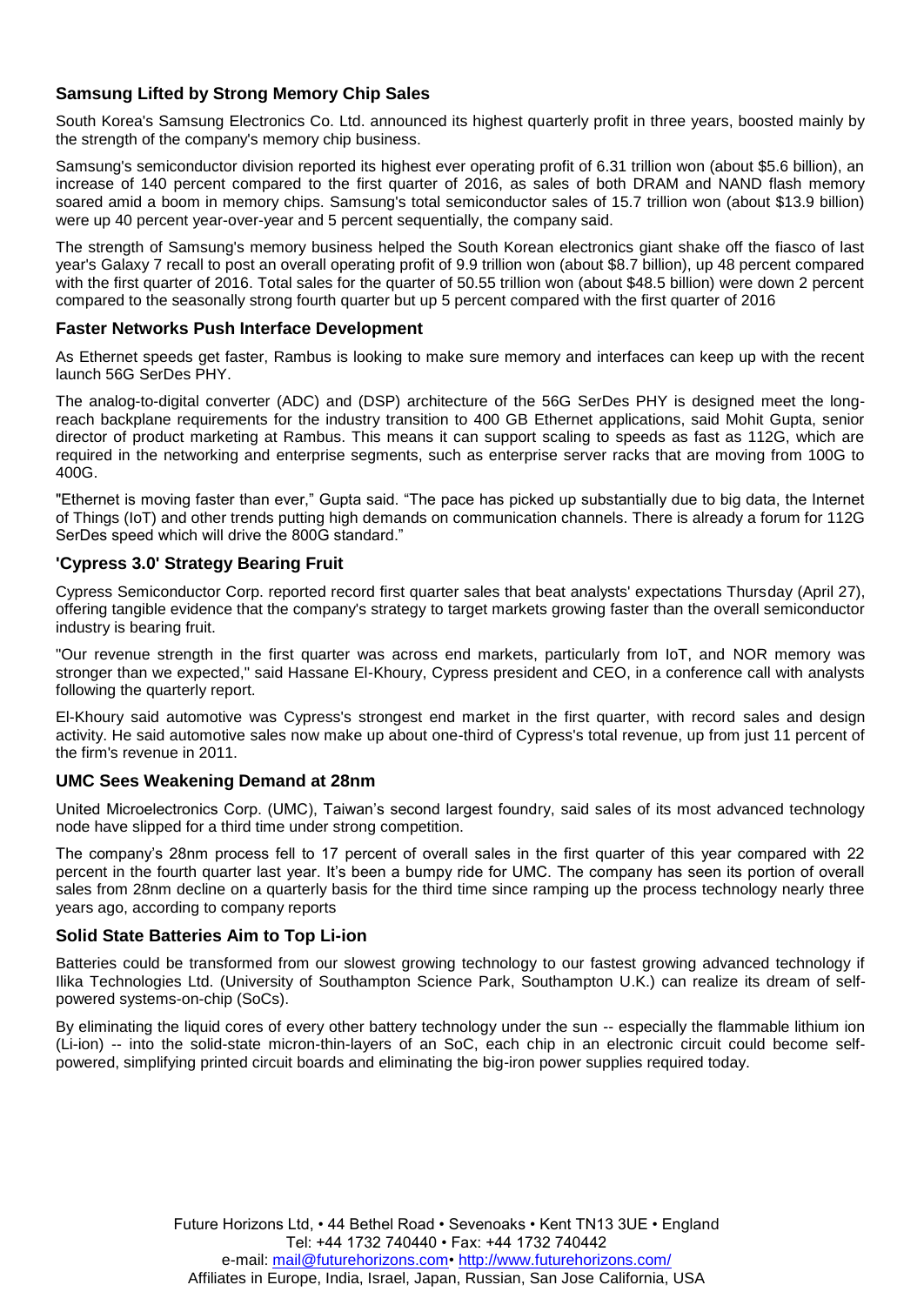### Samsung Lifted by Strong Memory Chip Sales

South Korea's Samsung Electronics Co. Ltd. announced its highest quarterly profit in three years, boosted mainly by the strength of the company's memory chip business.

Samsung's semiconductor division reported its highest ever operating profit of 6.31 trillion won (about $5.6 billion), an increase of 140 percent compared to the first quarter of 2016, as sales of both DRAM and NAND flash memory soared amid a boom in memory chips. Samsung's total semiconductor sales of 15.7 trillion won (about $13.9 billion) were up 40 percent year-over-year and 5 percent sequentially, the company said.

The strength of Samsung's memory business helped the South Korean electronics giant shake off the fiasco of last year's Galaxy 7 recall to post an overall operating profit of 9.9 trillion won (about $8.7 billion), up 48 percent compared with the first quarter of 2016. Total sales for the quarter of 50.55 trillion won (about $48.5 billion) were down 2 percent compared to the seasonally strong fourth quarter but up 5 percent compared with the first quarter of 2016

### Faster Networks Push Interface Development

As Ethernet speeds get faster, Rambus is looking to make sure memory and interfaces can keep up with the recent launch 56G SerDes PHY.

The analog-to-digital converter (ADC) and (DSP) architecture of the 56G SerDes PHY is designed meet the long-reach backplane requirements for the industry transition to 400 GB Ethernet applications, said Mohit Gupta, senior director of product marketing at Rambus. This means it can support scaling to speeds as fast as 112G, which are required in the networking and enterprise segments, such as enterprise server racks that are moving from 100G to 400G.

"Ethernet is moving faster than ever," Gupta said. "The pace has picked up substantially due to big data, the Internet of Things (IoT) and other trends putting high demands on communication channels. There is already a forum for 112G SerDes speed which will drive the 800G standard."

### 'Cypress 3.0' Strategy Bearing Fruit

Cypress Semiconductor Corp. reported record first quarter sales that beat analysts' expectations Thursday (April 27), offering tangible evidence that the company's strategy to target markets growing faster than the overall semiconductor industry is bearing fruit.

"Our revenue strength in the first quarter was across end markets, particularly from IoT, and NOR memory was stronger than we expected," said Hassane El-Khoury, Cypress president and CEO, in a conference call with analysts following the quarterly report.

El-Khoury said automotive was Cypress's strongest end market in the first quarter, with record sales and design activity. He said automotive sales now make up about one-third of Cypress's total revenue, up from just 11 percent of the firm's revenue in 2011.

### UMC Sees Weakening Demand at 28nm

United Microelectronics Corp. (UMC), Taiwan's second largest foundry, said sales of its most advanced technology node have slipped for a third time under strong competition.

The company's 28nm process fell to 17 percent of overall sales in the first quarter of this year compared with 22 percent in the fourth quarter last year. It's been a bumpy ride for UMC. The company has seen its portion of overall sales from 28nm decline on a quarterly basis for the third time since ramping up the process technology nearly three years ago, according to company reports

### Solid State Batteries Aim to Top Li-ion

Batteries could be transformed from our slowest growing technology to our fastest growing advanced technology if Ilika Technologies Ltd. (University of Southampton Science Park, Southampton U.K.) can realize its dream of self-powered systems-on-chip (SoCs).

By eliminating the liquid cores of every other battery technology under the sun -- especially the flammable lithium ion (Li-ion) -- into the solid-state micron-thin-layers of an SoC, each chip in an electronic circuit could become self-powered, simplifying printed circuit boards and eliminating the big-iron power supplies required today.

Future Horizons Ltd, • 44 Bethel Road • Sevenoaks • Kent TN13 3UE • England
Tel: +44 1732 740440 • Fax: +44 1732 740442
e-mail: mail@futurehorizons.com• http://www.futurehorizons.com/
Affiliates in Europe, India, Israel, Japan, Russian, San Jose California, USA